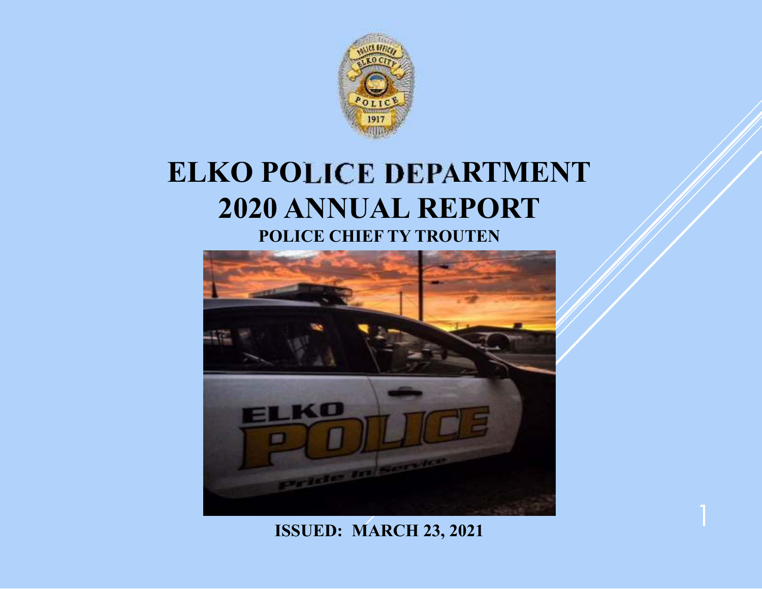# ELKO POLICE DEPARTMENT
# 2020 ANNUAL REPORT

**POLICE CHIEF TY TROUTEN**

**ISSUED: MARCH 23, 2021**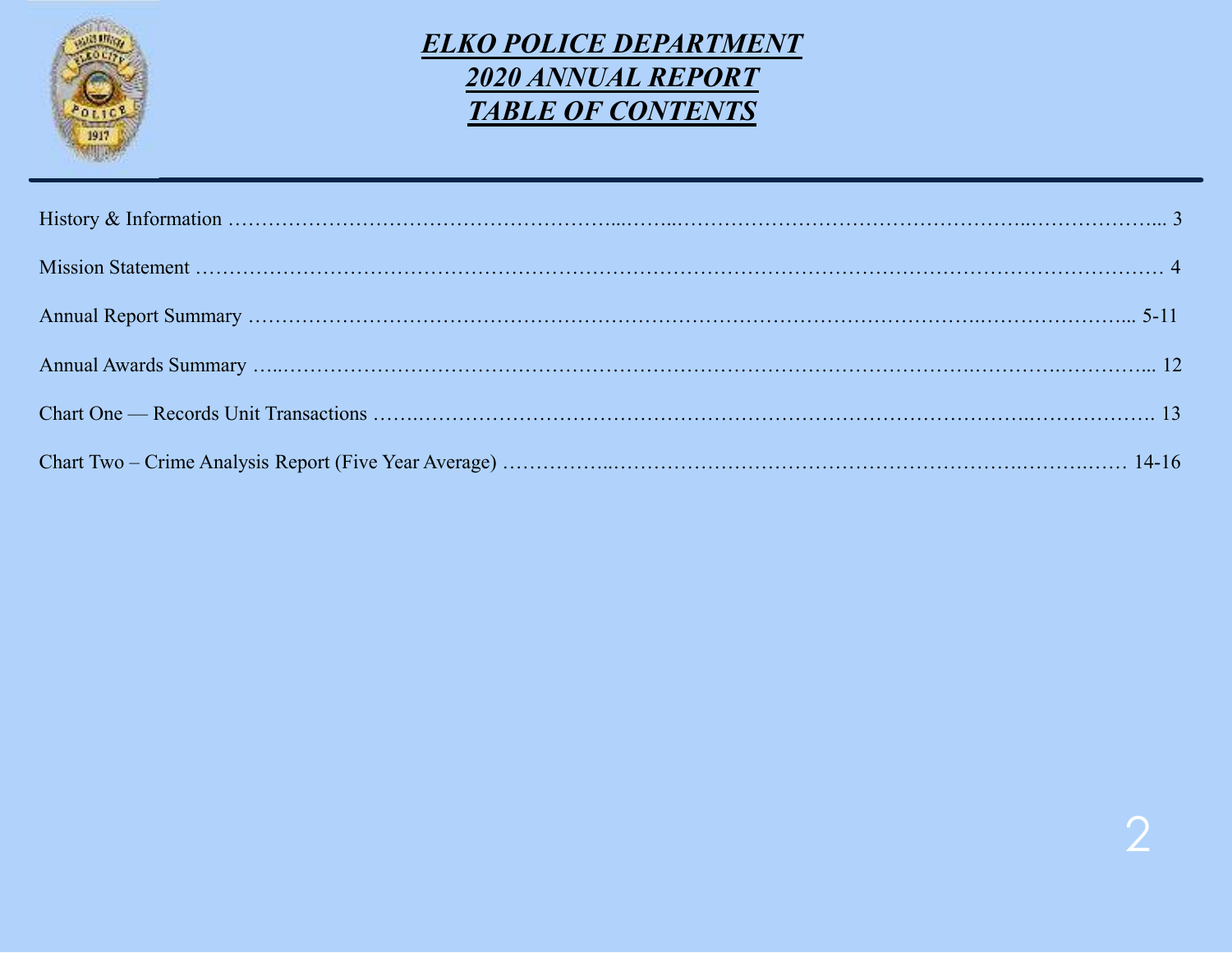# *ELKO POLICE DEPARTMENT*
# *2020 ANNUAL REPORT*
# *TABLE OF CONTENTS*

| Section | Page |
|---|---|
| History & Information | 3 |
| Mission Statement | 4 |
| Annual Report Summary | 5-11 |
| Annual Awards Summary | 12 |
| Chart One — Records Unit Transactions | 13 |
| Chart Two – Crime Analysis Report (Five Year Average) | 14-16 |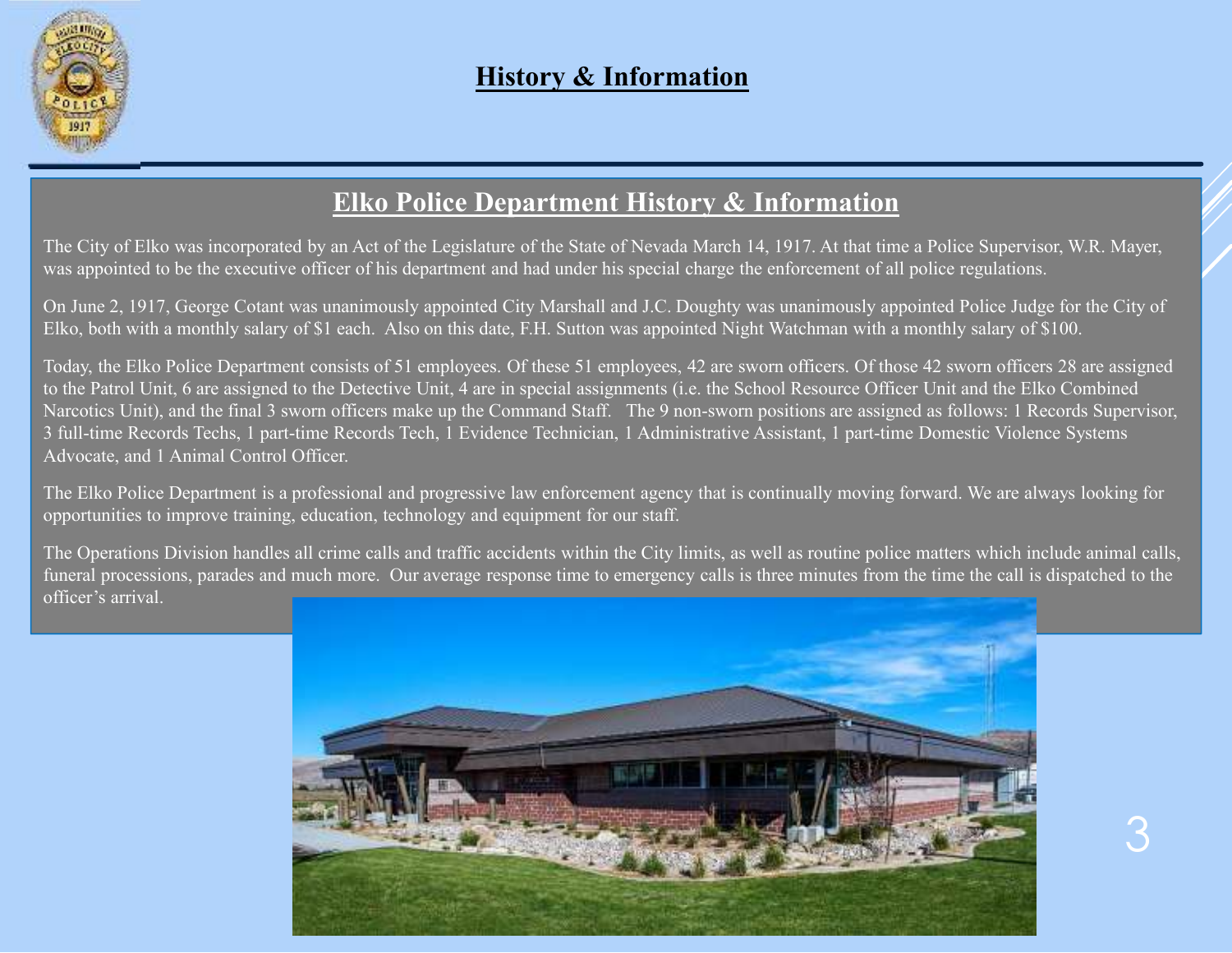# History & Information

## Elko Police Department History & Information

The City of Elko was incorporated by an Act of the Legislature of the State of Nevada March 14, 1917. At that time a Police Supervisor, W.R. Mayer, was appointed to be the executive officer of his department and had under his special charge the enforcement of all police regulations.

On June 2, 1917, George Cotant was unanimously appointed City Marshall and J.C. Doughty was unanimously appointed Police Judge for the City of Elko, both with a monthly salary of $1 each. Also on this date, F.H. Sutton was appointed Night Watchman with a monthly salary of $100.

Today, the Elko Police Department consists of 51 employees. Of these 51 employees, 42 are sworn officers. Of those 42 sworn officers 28 are assigned to the Patrol Unit, 6 are assigned to the Detective Unit, 4 are in special assignments (i.e. the School Resource Officer Unit and the Elko Combined Narcotics Unit), and the final 3 sworn officers make up the Command Staff. The 9 non-sworn positions are assigned as follows: 1 Records Supervisor, 3 full-time Records Techs, 1 part-time Records Tech, 1 Evidence Technician, 1 Administrative Assistant, 1 part-time Domestic Violence Systems Advocate, and 1 Animal Control Officer.

The Elko Police Department is a professional and progressive law enforcement agency that is continually moving forward. We are always looking for opportunities to improve training, education, technology and equipment for our staff.

The Operations Division handles all crime calls and traffic accidents within the City limits, as well as routine police matters which include animal calls, funeral processions, parades and much more. Our average response time to emergency calls is three minutes from the time the call is dispatched to the officer's arrival.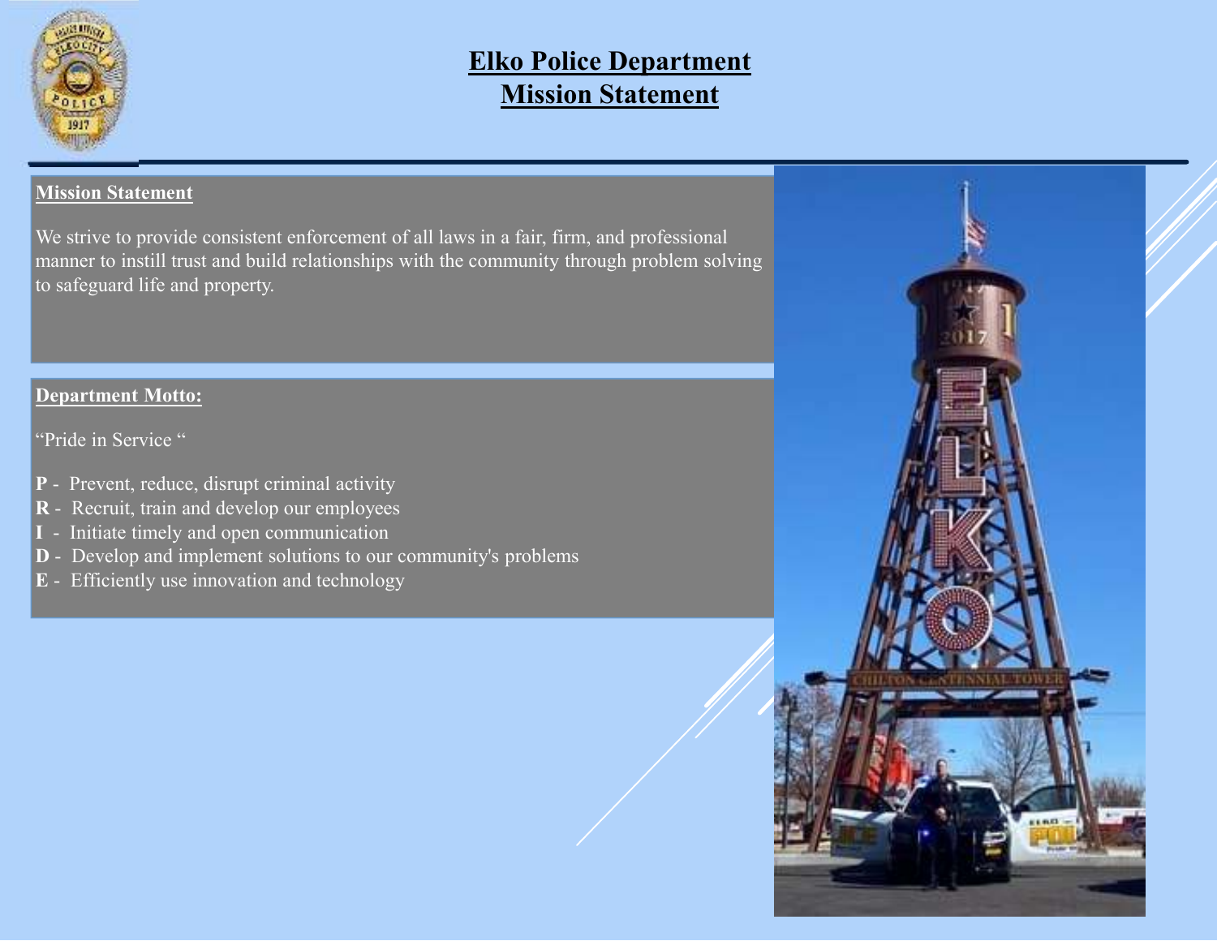# Elko Police Department
# Mission Statement

**Mission Statement**

We strive to provide consistent enforcement of all laws in a fair, firm, and professional manner to instill trust and build relationships with the community through problem solving to safeguard life and property.

**Department Motto:**

"Pride in Service "

**P** - Prevent, reduce, disrupt criminal activity
**R** - Recruit, train and develop our employees
**I** - Initiate timely and open communication
**D** - Develop and implement solutions to our community's problems
**E** - Efficiently use innovation and technology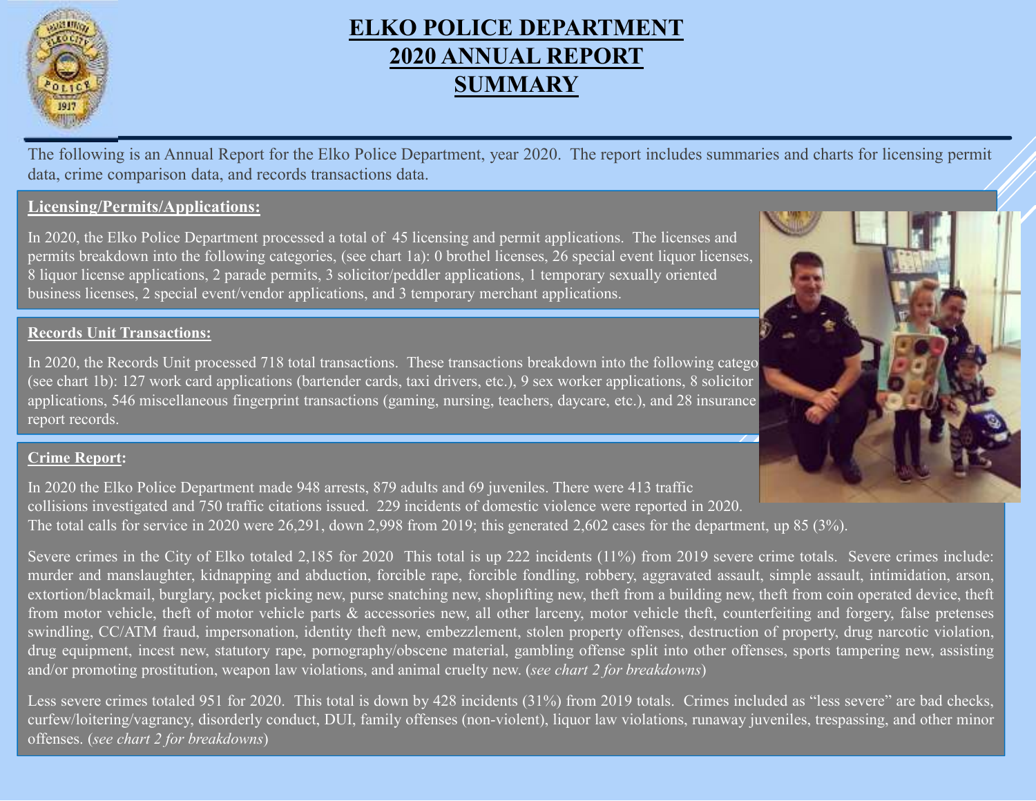# ELKO POLICE DEPARTMENT
# 2020 ANNUAL REPORT
# SUMMARY

The following is an Annual Report for the Elko Police Department, year 2020. The report includes summaries and charts for licensing permit data, crime comparison data, and records transactions data.

## Licensing/Permits/Applications:

In 2020, the Elko Police Department processed a total of 45 licensing and permit applications. The licenses and permits breakdown into the following categories, (see chart 1a): 0 brothel licenses, 26 special event liquor licenses, 8 liquor license applications, 2 parade permits, 3 solicitor/peddler applications, 1 temporary sexually oriented business licenses, 2 special event/vendor applications, and 3 temporary merchant applications.

## Records Unit Transactions:

In 2020, the Records Unit processed 718 total transactions. These transactions breakdown into the following catego (see chart 1b): 127 work card applications (bartender cards, taxi drivers, etc.), 9 sex worker applications, 8 solicitor applications, 546 miscellaneous fingerprint transactions (gaming, nursing, teachers, daycare, etc.), and 28 insurance report records.

## Crime Report:

In 2020 the Elko Police Department made 948 arrests, 879 adults and 69 juveniles. There were 413 traffic collisions investigated and 750 traffic citations issued. 229 incidents of domestic violence were reported in 2020. The total calls for service in 2020 were 26,291, down 2,998 from 2019; this generated 2,602 cases for the department, up 85 (3%).

Severe crimes in the City of Elko totaled 2,185 for 2020 This total is up 222 incidents (11%) from 2019 severe crime totals. Severe crimes include: murder and manslaughter, kidnapping and abduction, forcible rape, forcible fondling, robbery, aggravated assault, simple assault, intimidation, arson, extortion/blackmail, burglary, pocket picking new, purse snatching new, shoplifting new, theft from a building new, theft from coin operated device, theft from motor vehicle, theft of motor vehicle parts & accessories new, all other larceny, motor vehicle theft, counterfeiting and forgery, false pretenses swindling, CC/ATM fraud, impersonation, identity theft new, embezzlement, stolen property offenses, destruction of property, drug narcotic violation, drug equipment, incest new, statutory rape, pornography/obscene material, gambling offense split into other offenses, sports tampering new, assisting and/or promoting prostitution, weapon law violations, and animal cruelty new. (*see chart 2 for breakdowns*)

Less severe crimes totaled 951 for 2020. This total is down by 428 incidents (31%) from 2019 totals. Crimes included as "less severe" are bad checks, curfew/loitering/vagrancy, disorderly conduct, DUI, family offenses (non-violent), liquor law violations, runaway juveniles, trespassing, and other minor offenses. (*see chart 2 for breakdowns*)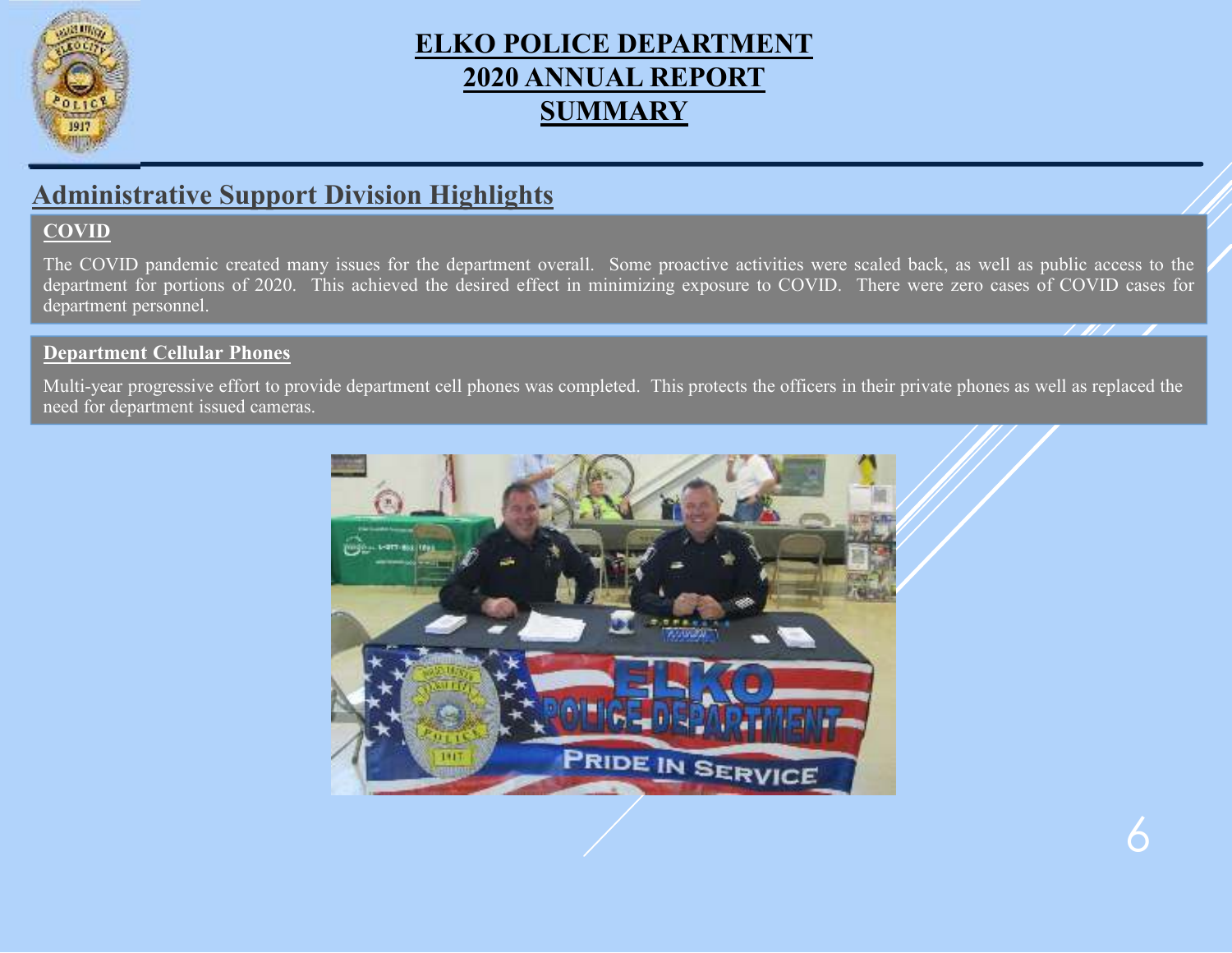# ELKO POLICE DEPARTMENT
# 2020 ANNUAL REPORT
# SUMMARY

## Administrative Support Division Highlights

### COVID

The COVID pandemic created many issues for the department overall. Some proactive activities were scaled back, as well as public access to the department for portions of 2020. This achieved the desired effect in minimizing exposure to COVID. There were zero cases of COVID cases for department personnel.

### Department Cellular Phones

Multi-year progressive effort to provide department cell phones was completed. This protects the officers in their private phones as well as replaced the need for department issued cameras.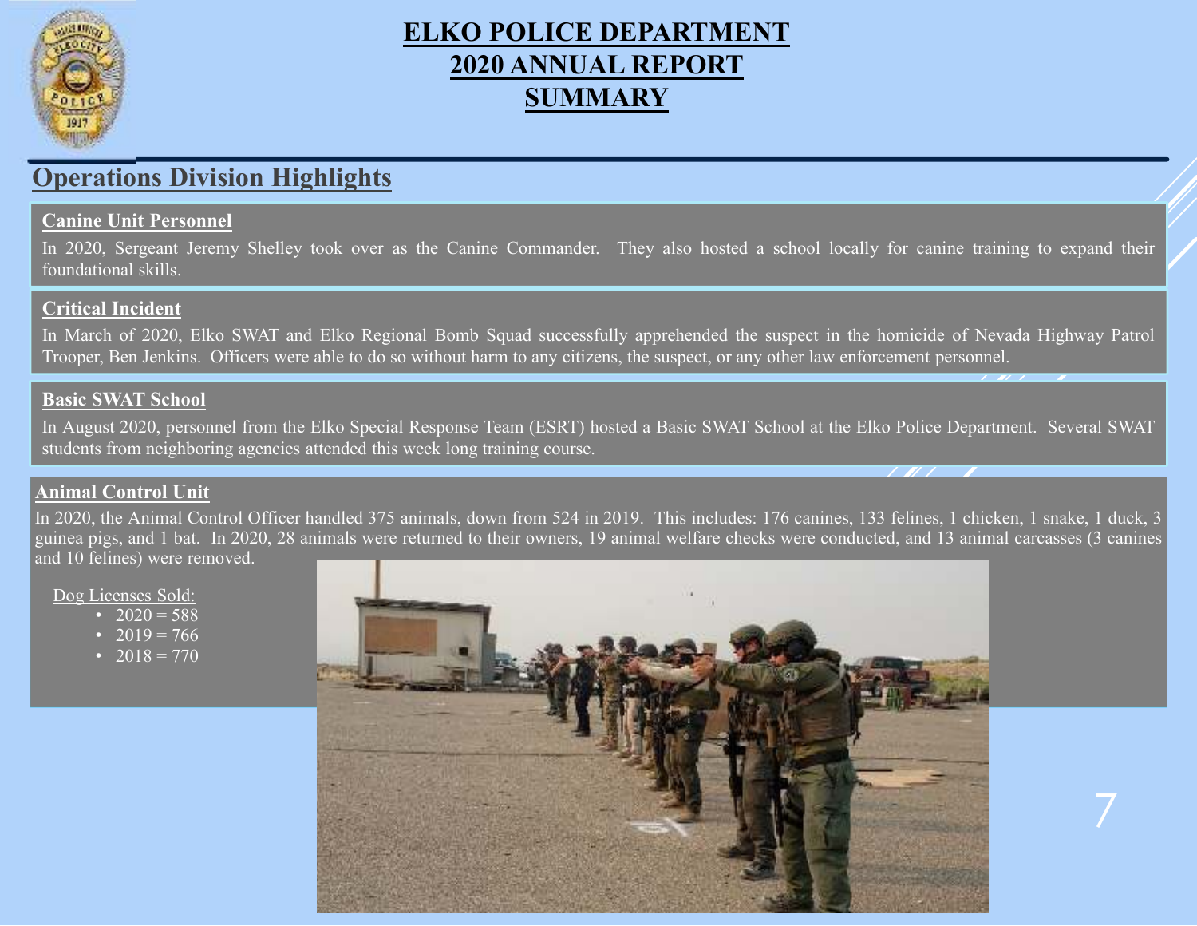# ELKO POLICE DEPARTMENT
# 2020 ANNUAL REPORT
# SUMMARY

## Operations Division Highlights

### Canine Unit Personnel

In 2020, Sergeant Jeremy Shelley took over as the Canine Commander. They also hosted a school locally for canine training to expand their foundational skills.

### Critical Incident

In March of 2020, Elko SWAT and Elko Regional Bomb Squad successfully apprehended the suspect in the homicide of Nevada Highway Patrol Trooper, Ben Jenkins. Officers were able to do so without harm to any citizens, the suspect, or any other law enforcement personnel.

### Basic SWAT School

In August 2020, personnel from the Elko Special Response Team (ESRT) hosted a Basic SWAT School at the Elko Police Department. Several SWAT students from neighboring agencies attended this week long training course.

### Animal Control Unit

In 2020, the Animal Control Officer handled 375 animals, down from 524 in 2019. This includes: 176 canines, 133 felines, 1 chicken, 1 snake, 1 duck, 3 guinea pigs, and 1 bat. In 2020, 28 animals were returned to their owners, 19 animal welfare checks were conducted, and 13 animal carcasses (3 canines and 10 felines) were removed.

Dog Licenses Sold:

- 2020 = 588
- 2019 = 766
- 2018 = 770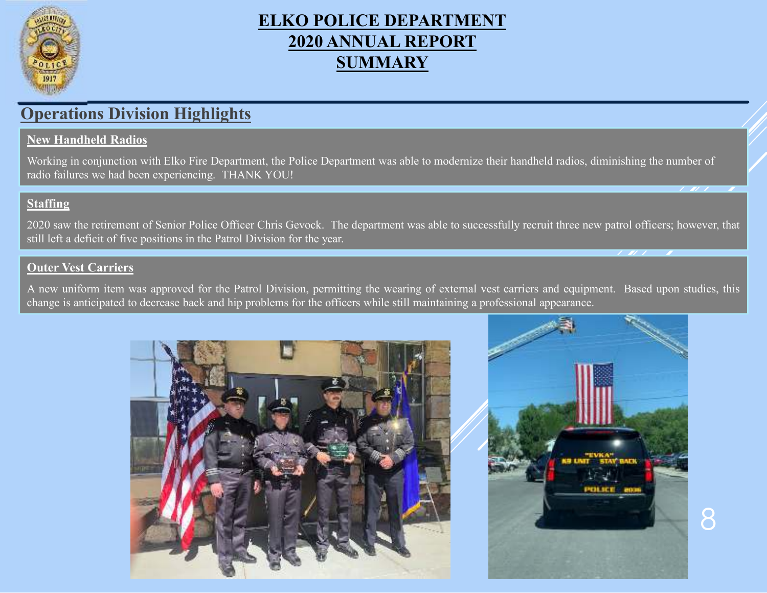# ELKO POLICE DEPARTMENT
# 2020 ANNUAL REPORT
# SUMMARY

## Operations Division Highlights

### New Handheld Radios

Working in conjunction with Elko Fire Department, the Police Department was able to modernize their handheld radios, diminishing the number of radio failures we had been experiencing. THANK YOU!

### Staffing

2020 saw the retirement of Senior Police Officer Chris Gevock. The department was able to successfully recruit three new patrol officers; however, that still left a deficit of five positions in the Patrol Division for the year.

### Outer Vest Carriers

A new uniform item was approved for the Patrol Division, permitting the wearing of external vest carriers and equipment. Based upon studies, this change is anticipated to decrease back and hip problems for the officers while still maintaining a professional appearance.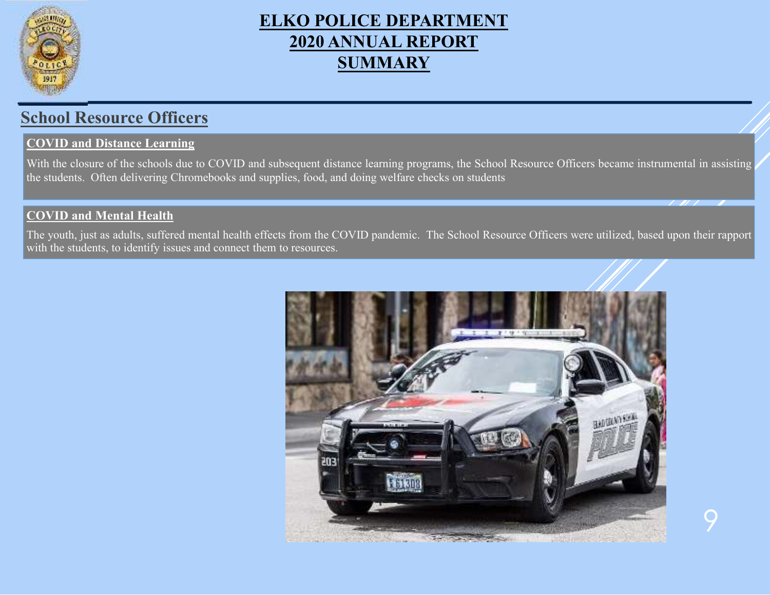# ELKO POLICE DEPARTMENT
# 2020 ANNUAL REPORT
# SUMMARY

## School Resource Officers

### COVID and Distance Learning

With the closure of the schools due to COVID and subsequent distance learning programs, the School Resource Officers became instrumental in assisting the students. Often delivering Chromebooks and supplies, food, and doing welfare checks on students

### COVID and Mental Health

The youth, just as adults, suffered mental health effects from the COVID pandemic. The School Resource Officers were utilized, based upon their rapport with the students, to identify issues and connect them to resources.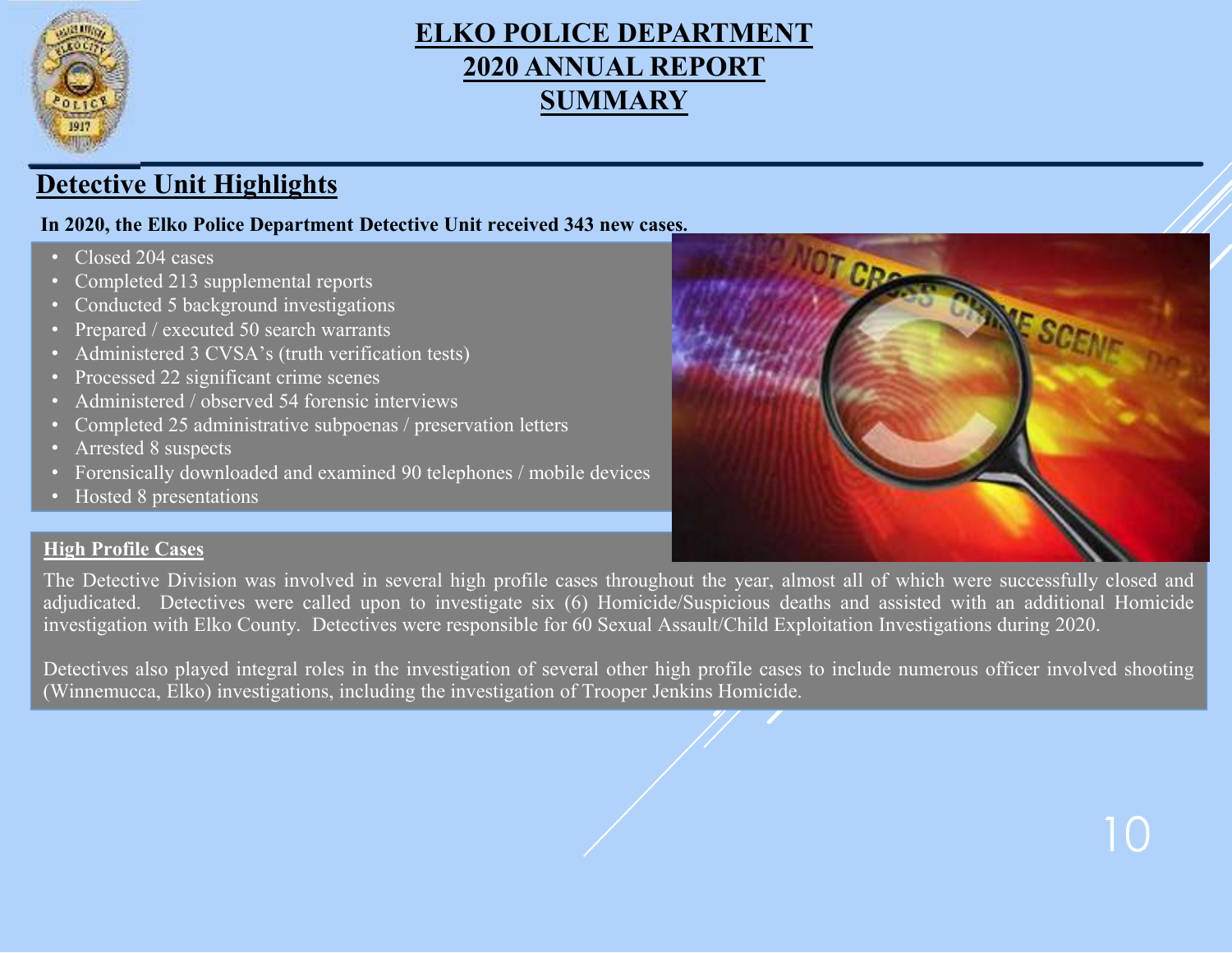# ELKO POLICE DEPARTMENT
# 2020 ANNUAL REPORT
# SUMMARY

## Detective Unit Highlights

**In 2020, the Elko Police Department Detective Unit received 343 new cases.**

- Closed 204 cases
- Completed 213 supplemental reports
- Conducted 5 background investigations
- Prepared / executed 50 search warrants
- Administered 3 CVSA's (truth verification tests)
- Processed 22 significant crime scenes
- Administered / observed 54 forensic interviews
- Completed 25 administrative subpoenas / preservation letters
- Arrested 8 suspects
- Forensically downloaded and examined 90 telephones / mobile devices
- Hosted 8 presentations

### High Profile Cases

The Detective Division was involved in several high profile cases throughout the year, almost all of which were successfully closed and adjudicated. Detectives were called upon to investigate six (6) Homicide/Suspicious deaths and assisted with an additional Homicide investigation with Elko County. Detectives were responsible for 60 Sexual Assault/Child Exploitation Investigations during 2020.

Detectives also played integral roles in the investigation of several other high profile cases to include numerous officer involved shooting (Winnemucca, Elko) investigations, including the investigation of Trooper Jenkins Homicide.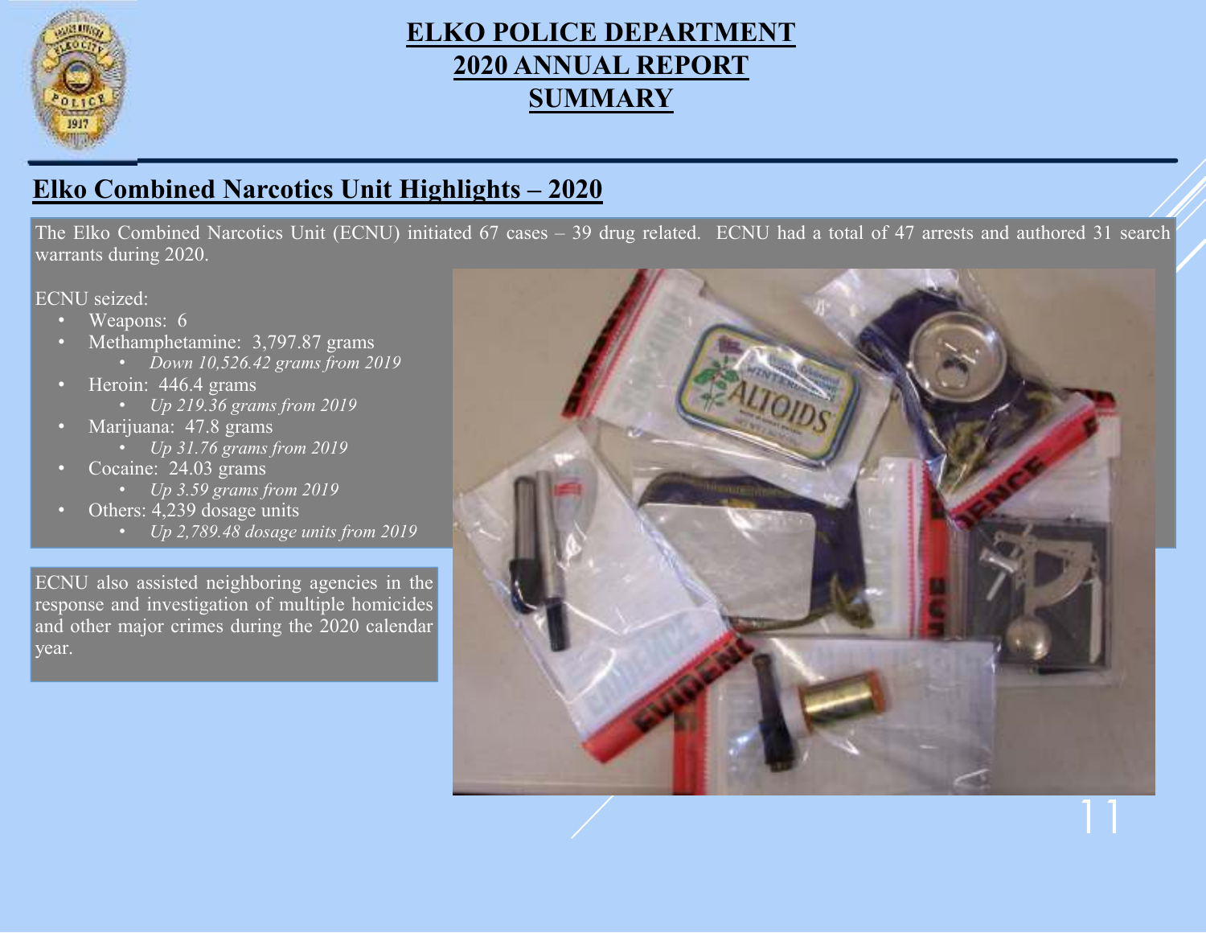# ELKO POLICE DEPARTMENT
# 2020 ANNUAL REPORT
# SUMMARY

## Elko Combined Narcotics Unit Highlights – 2020

The Elko Combined Narcotics Unit (ECNU) initiated 67 cases – 39 drug related. ECNU had a total of 47 arrests and authored 31 search warrants during 2020.

ECNU seized:

- Weapons: 6
- Methamphetamine: 3,797.87 grams
  - *Down 10,526.42 grams from 2019*
- Heroin: 446.4 grams
  - *Up 219.36 grams from 2019*
- Marijuana: 47.8 grams
  - *Up 31.76 grams from 2019*
- Cocaine: 24.03 grams
  - *Up 3.59 grams from 2019*
- Others: 4,239 dosage units
  - *Up 2,789.48 dosage units from 2019*

ECNU also assisted neighboring agencies in the response and investigation of multiple homicides and other major crimes during the 2020 calendar year.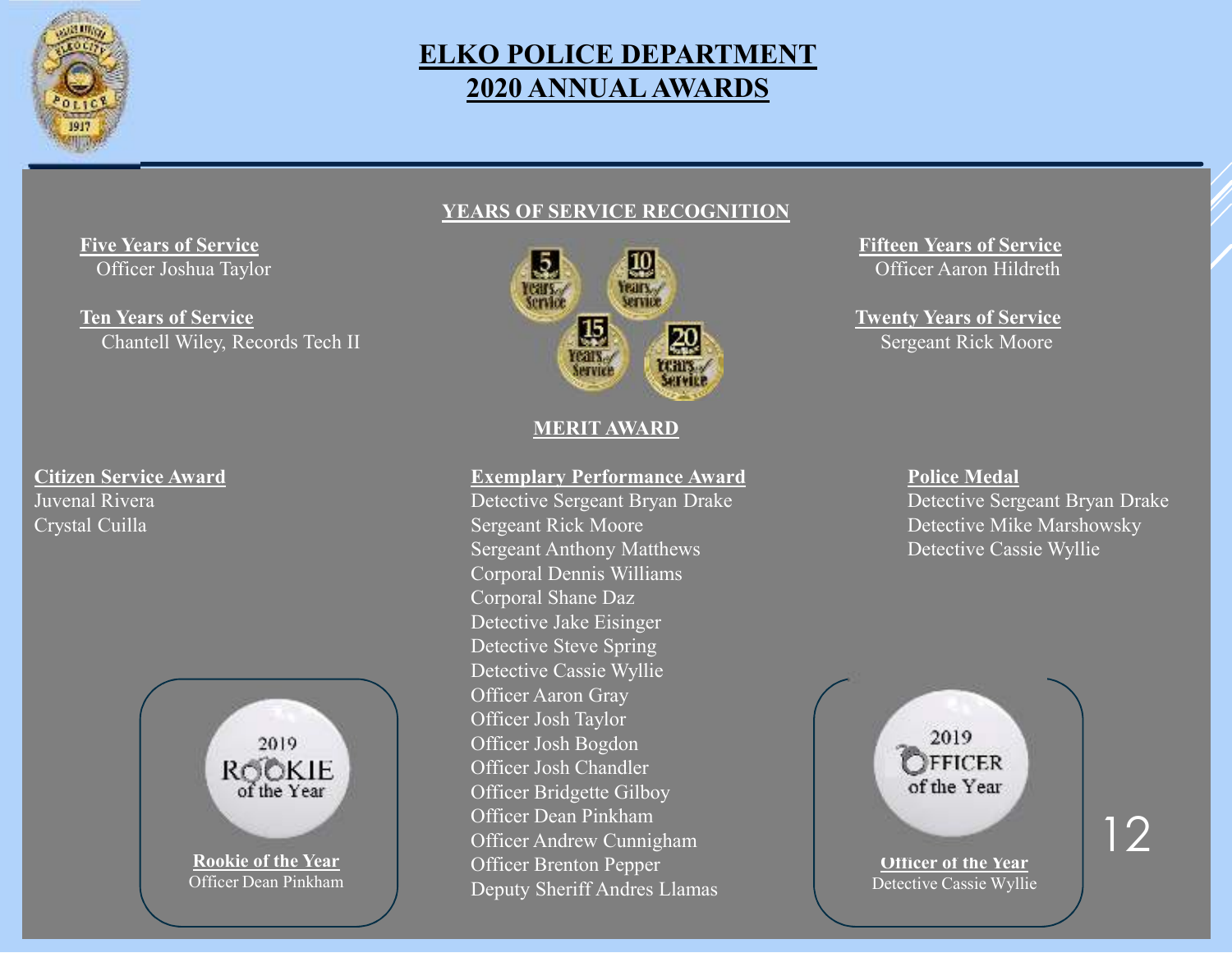# ELKO POLICE DEPARTMENT
# 2020 ANNUAL AWARDS

## YEARS OF SERVICE RECOGNITION

**Five Years of Service**
Officer Joshua Taylor

**Ten Years of Service**
Chantell Wiley, Records Tech II

**Fifteen Years of Service**
Officer Aaron Hildreth

**Twenty Years of Service**
Sergeant Rick Moore

## MERIT AWARD

**Citizen Service Award**
Juvenal Rivera
Crystal Cuilla

**Exemplary Performance Award**
Detective Sergeant Bryan Drake
Sergeant Rick Moore
Sergeant Anthony Matthews
Corporal Dennis Williams
Corporal Shane Daz
Detective Jake Eisinger
Detective Steve Spring
Detective Cassie Wyllie
Officer Aaron Gray
Officer Josh Taylor
Officer Josh Bogdon
Officer Josh Chandler
Officer Bridgette Gilboy
Officer Dean Pinkham
Officer Andrew Cunnigham
Officer Brenton Pepper
Deputy Sheriff Andres Llamas

**Police Medal**
Detective Sergeant Bryan Drake
Detective Mike Marshowsky
Detective Cassie Wyllie

2019 ROOKIE of the Year

**Rookie of the Year**
Officer Dean Pinkham

2019 OFFICER of the Year

**Officer of the Year**
Detective Cassie Wyllie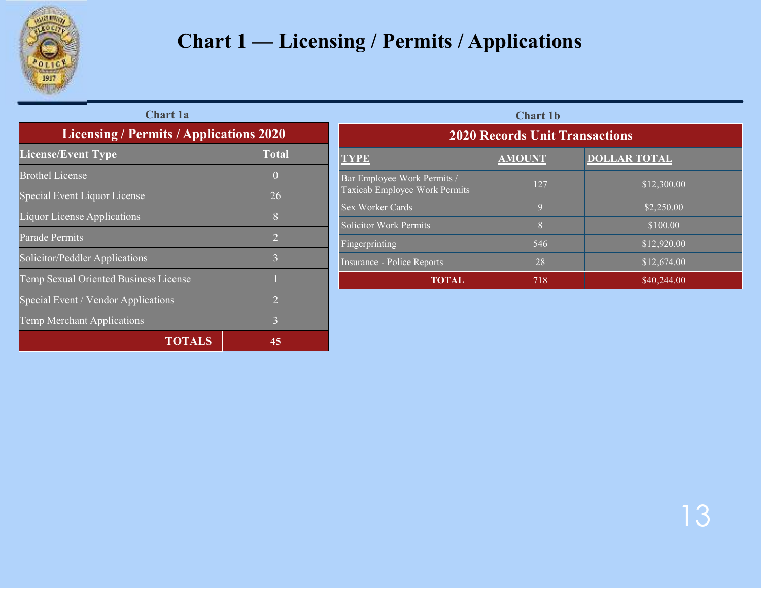# Chart 1 — Licensing / Permits / Applications

**Chart 1a**

| Licensing / Permits / Applications 2020 | |
|---|---|
| **License/Event Type** | **Total** |
| Brothel License | 0 |
| Special Event Liquor License | 26 |
| Liquor License Applications | 8 |
| Parade Permits | 2 |
| Solicitor/Peddler Applications | 3 |
| Temp Sexual Oriented Business License | 1 |
| Special Event / Vendor Applications | 2 |
| Temp Merchant Applications | 3 |
| **TOTALS** | **45** |

**Chart 1b**

| 2020 Records Unit Transactions | | |
|---|---|---|
| **TYPE** | **AMOUNT** | **DOLLAR TOTAL** |
| Bar Employee Work Permits / Taxicab Employee Work Permits | 127 | $12,300.00 |
| Sex Worker Cards | 9 | $2,250.00 |
| Solicitor Work Permits | 8 | $100.00 |
| Fingerprinting | 546 | $12,920.00 |
| Insurance - Police Reports | 28 | $12,674.00 |
| **TOTAL** | 718 | $40,244.00 |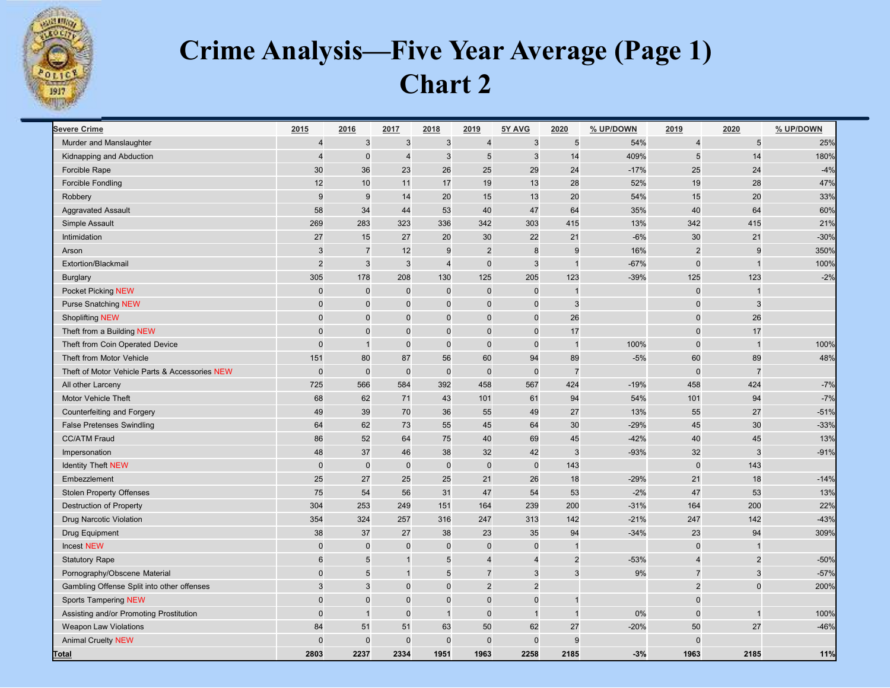# Crime Analysis—Five Year Average (Page 1)
# Chart 2

| Severe Crime | 2015 | 2016 | 2017 | 2018 | 2019 | 5Y AVG | 2020 | % UP/DOWN | 2019 | 2020 | % UP/DOWN |
|---|---|---|---|---|---|---|---|---|---|---|---|
| Murder and Manslaughter | 4 | 3 | 3 | 3 | 4 | 3 | 5 | 54% | 4 | 5 | 25% |
| Kidnapping and Abduction | 4 | 0 | 4 | 3 | 5 | 3 | 14 | 409% | 5 | 14 | 180% |
| Forcible Rape | 30 | 36 | 23 | 26 | 25 | 29 | 24 | -17% | 25 | 24 | -4% |
| Forcible Fondling | 12 | 10 | 11 | 17 | 19 | 13 | 28 | 52% | 19 | 28 | 47% |
| Robbery | 9 | 9 | 14 | 20 | 15 | 13 | 20 | 54% | 15 | 20 | 33% |
| Aggravated Assault | 58 | 34 | 44 | 53 | 40 | 47 | 64 | 35% | 40 | 64 | 60% |
| Simple Assault | 269 | 283 | 323 | 336 | 342 | 303 | 415 | 13% | 342 | 415 | 21% |
| Intimidation | 27 | 15 | 27 | 20 | 30 | 22 | 21 | -6% | 30 | 21 | -30% |
| Arson | 3 | 7 | 12 | 9 | 2 | 8 | 9 | 16% | 2 | 9 | 350% |
| Extortion/Blackmail | 2 | 3 | 3 | 4 | 0 | 3 | 1 | -67% | 0 | 1 | 100% |
| Burglary | 305 | 178 | 208 | 130 | 125 | 205 | 123 | -39% | 125 | 123 | -2% |
| Pocket Picking NEW | 0 | 0 | 0 | 0 | 0 | 0 | 1 | | 0 | 1 | |
| Purse Snatching NEW | 0 | 0 | 0 | 0 | 0 | 0 | 3 | | 0 | 3 | |
| Shoplifting NEW | 0 | 0 | 0 | 0 | 0 | 0 | 26 | | 0 | 26 | |
| Theft from a Building NEW | 0 | 0 | 0 | 0 | 0 | 0 | 17 | | 0 | 17 | |
| Theft from Coin Operated Device | 0 | 1 | 0 | 0 | 0 | 0 | 1 | 100% | 0 | 1 | 100% |
| Theft from Motor Vehicle | 151 | 80 | 87 | 56 | 60 | 94 | 89 | -5% | 60 | 89 | 48% |
| Theft of Motor Vehicle Parts & Accessories NEW | 0 | 0 | 0 | 0 | 0 | 0 | 7 | | 0 | 7 | |
| All other Larceny | 725 | 566 | 584 | 392 | 458 | 567 | 424 | -19% | 458 | 424 | -7% |
| Motor Vehicle Theft | 68 | 62 | 71 | 43 | 101 | 61 | 94 | 54% | 101 | 94 | -7% |
| Counterfeiting and Forgery | 49 | 39 | 70 | 36 | 55 | 49 | 27 | 13% | 55 | 27 | -51% |
| False Pretenses Swindling | 64 | 62 | 73 | 55 | 45 | 64 | 30 | -29% | 45 | 30 | -33% |
| CC/ATM Fraud | 86 | 52 | 64 | 75 | 40 | 69 | 45 | -42% | 40 | 45 | 13% |
| Impersonation | 48 | 37 | 46 | 38 | 32 | 42 | 3 | -93% | 32 | 3 | -91% |
| Identity Theft NEW | 0 | 0 | 0 | 0 | 0 | 0 | 143 | | 0 | 143 | |
| Embezzlement | 25 | 27 | 25 | 25 | 21 | 26 | 18 | -29% | 21 | 18 | -14% |
| Stolen Property Offenses | 75 | 54 | 56 | 31 | 47 | 54 | 53 | -2% | 47 | 53 | 13% |
| Destruction of Property | 304 | 253 | 249 | 151 | 164 | 239 | 200 | -31% | 164 | 200 | 22% |
| Drug Narcotic Violation | 354 | 324 | 257 | 316 | 247 | 313 | 142 | -21% | 247 | 142 | -43% |
| Drug Equipment | 38 | 37 | 27 | 38 | 23 | 35 | 94 | -34% | 23 | 94 | 309% |
| Incest NEW | 0 | 0 | 0 | 0 | 0 | 0 | 1 | | 0 | 1 | |
| Statutory Rape | 6 | 5 | 1 | 5 | 4 | 4 | 2 | -53% | 4 | 2 | -50% |
| Pornography/Obscene Material | 0 | 5 | 1 | 5 | 7 | 3 | 3 | 9% | 7 | 3 | -57% |
| Gambling Offense Split into other offenses | 3 | 3 | 0 | 0 | 2 | 2 | | | 2 | 0 | 200% |
| Sports Tampering NEW | 0 | 0 | 0 | 0 | 0 | 0 | 1 | | 0 | | |
| Assisting and/or Promoting Prostitution | 0 | 1 | 0 | 1 | 0 | 1 | 1 | 0% | 0 | 1 | 100% |
| Weapon Law Violations | 84 | 51 | 51 | 63 | 50 | 62 | 27 | -20% | 50 | 27 | -46% |
| Animal Cruelty NEW | 0 | 0 | 0 | 0 | 0 | 0 | 9 | | 0 | | |
| **Total** | **2803** | **2237** | **2334** | **1951** | **1963** | **2258** | **2185** | **-3%** | **1963** | **2185** | **11%** |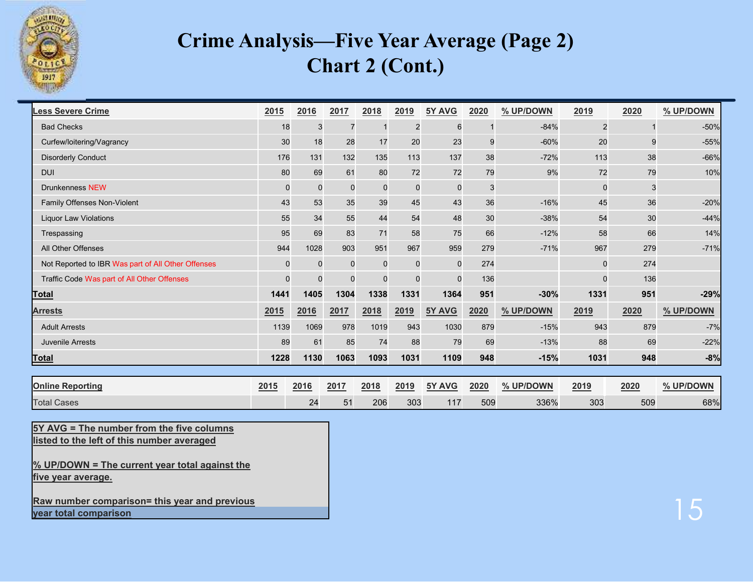# Crime Analysis—Five Year Average (Page 2)

## Chart 2 (Cont.)

| Less Severe Crime | 2015 | 2016 | 2017 | 2018 | 2019 | 5Y AVG | 2020 | % UP/DOWN | 2019 | 2020 | % UP/DOWN |
|---|---|---|---|---|---|---|---|---|---|---|---|
| Bad Checks | 18 | 3 | 7 | 1 | 2 | 6 | 1 | -84% | 2 | 1 | -50% |
| Curfew/loitering/Vagrancy | 30 | 18 | 28 | 17 | 20 | 23 | 9 | -60% | 20 | 9 | -55% |
| Disorderly Conduct | 176 | 131 | 132 | 135 | 113 | 137 | 38 | -72% | 113 | 38 | -66% |
| DUI | 80 | 69 | 61 | 80 | 72 | 72 | 79 | 9% | 72 | 79 | 10% |
| Drunkenness NEW | 0 | 0 | 0 | 0 | 0 | 0 | 3 | | 0 | 3 | |
| Family Offenses Non-Violent | 43 | 53 | 35 | 39 | 45 | 43 | 36 | -16% | 45 | 36 | -20% |
| Liquor Law Violations | 55 | 34 | 55 | 44 | 54 | 48 | 30 | -38% | 54 | 30 | -44% |
| Trespassing | 95 | 69 | 83 | 71 | 58 | 75 | 66 | -12% | 58 | 66 | 14% |
| All Other Offenses | 944 | 1028 | 903 | 951 | 967 | 959 | 279 | -71% | 967 | 279 | -71% |
| Not Reported to IBR Was part of All Other Offenses | 0 | 0 | 0 | 0 | 0 | 0 | 274 | | 0 | 274 | |
| Traffic Code Was part of All Other Offenses | 0 | 0 | 0 | 0 | 0 | 0 | 136 | | 0 | 136 | |
| **Total** | **1441** | **1405** | **1304** | **1338** | **1331** | **1364** | **951** | **-30%** | **1331** | **951** | **-29%** |
| **Arrests** | **2015** | **2016** | **2017** | **2018** | **2019** | **5Y AVG** | **2020** | **% UP/DOWN** | **2019** | **2020** | **% UP/DOWN** |
| Adult Arrests | 1139 | 1069 | 978 | 1019 | 943 | 1030 | 879 | -15% | 943 | 879 | -7% |
| Juvenile Arrests | 89 | 61 | 85 | 74 | 88 | 79 | 69 | -13% | 88 | 69 | -22% |
| **Total** | **1228** | **1130** | **1063** | **1093** | **1031** | **1109** | **948** | **-15%** | **1031** | **948** | **-8%** |

| Online Reporting | 2015 | 2016 | 2017 | 2018 | 2019 | 5Y AVG | 2020 | % UP/DOWN | 2019 | 2020 | % UP/DOWN |
|---|---|---|---|---|---|---|---|---|---|---|---|
| Total Cases | | 24 | 51 | 206 | 303 | 117 | 509 | 336% | 303 | 509 | 68% |

**5Y AVG = The number from the five columns listed to the left of this number averaged**

**% UP/DOWN = The current year total against the five year average.**

**Raw number comparison= this year and previous year total comparison**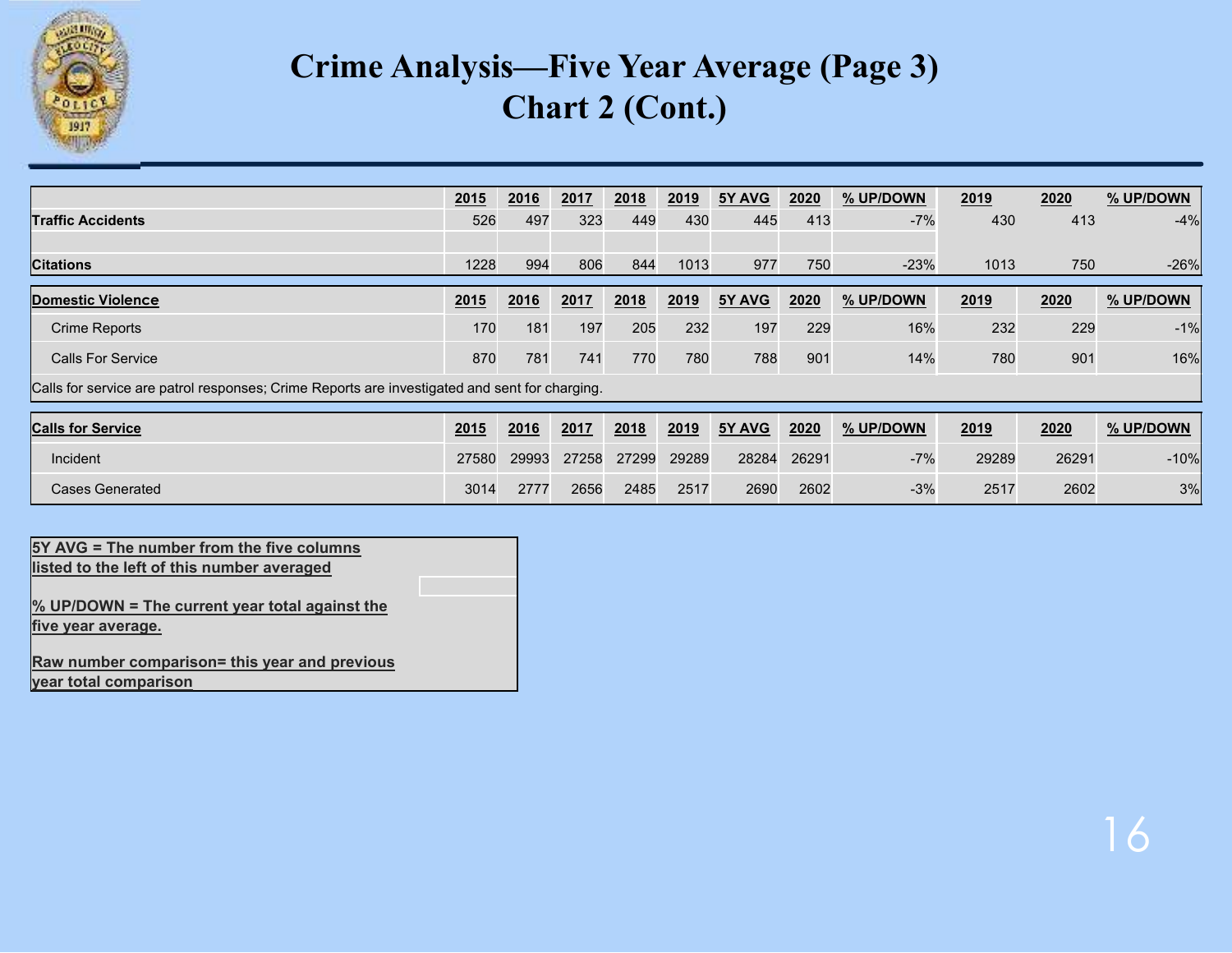# Crime Analysis—Five Year Average (Page 3) Chart 2 (Cont.)

| | 2015 | 2016 | 2017 | 2018 | 2019 | 5Y AVG | 2020 | % UP/DOWN | 2019 | 2020 | % UP/DOWN |
|---|---|---|---|---|---|---|---|---|---|---|---|
| **Traffic Accidents** | 526 | 497 | 323 | 449 | 430 | 445 | 413 | -7% | 430 | 413 | -4% |
| | | | | | | | | | | | |
| **Citations** | 1228 | 994 | 806 | 844 | 1013 | 977 | 750 | -23% | 1013 | 750 | -26% |

| **Domestic Violence** | 2015 | 2016 | 2017 | 2018 | 2019 | 5Y AVG | 2020 | % UP/DOWN | 2019 | 2020 | % UP/DOWN |
|---|---|---|---|---|---|---|---|---|---|---|---|
| Crime Reports | 170 | 181 | 197 | 205 | 232 | 197 | 229 | 16% | 232 | 229 | -1% |
| Calls For Service | 870 | 781 | 741 | 770 | 780 | 788 | 901 | 14% | 780 | 901 | 16% |

Calls for service are patrol responses; Crime Reports are investigated and sent for charging.

| **Calls for Service** | 2015 | 2016 | 2017 | 2018 | 2019 | 5Y AVG | 2020 | % UP/DOWN | 2019 | 2020 | % UP/DOWN |
|---|---|---|---|---|---|---|---|---|---|---|---|
| Incident | 27580 | 29993 | 27258 | 27299 | 29289 | 28284 | 26291 | -7% | 29289 | 26291 | -10% |
| Cases Generated | 3014 | 2777 | 2656 | 2485 | 2517 | 2690 | 2602 | -3% | 2517 | 2602 | 3% |

**5Y AVG = The number from the five columns listed to the left of this number averaged**

**% UP/DOWN = The current year total against the five year average.**

**Raw number comparison= this year and previous year total comparison**